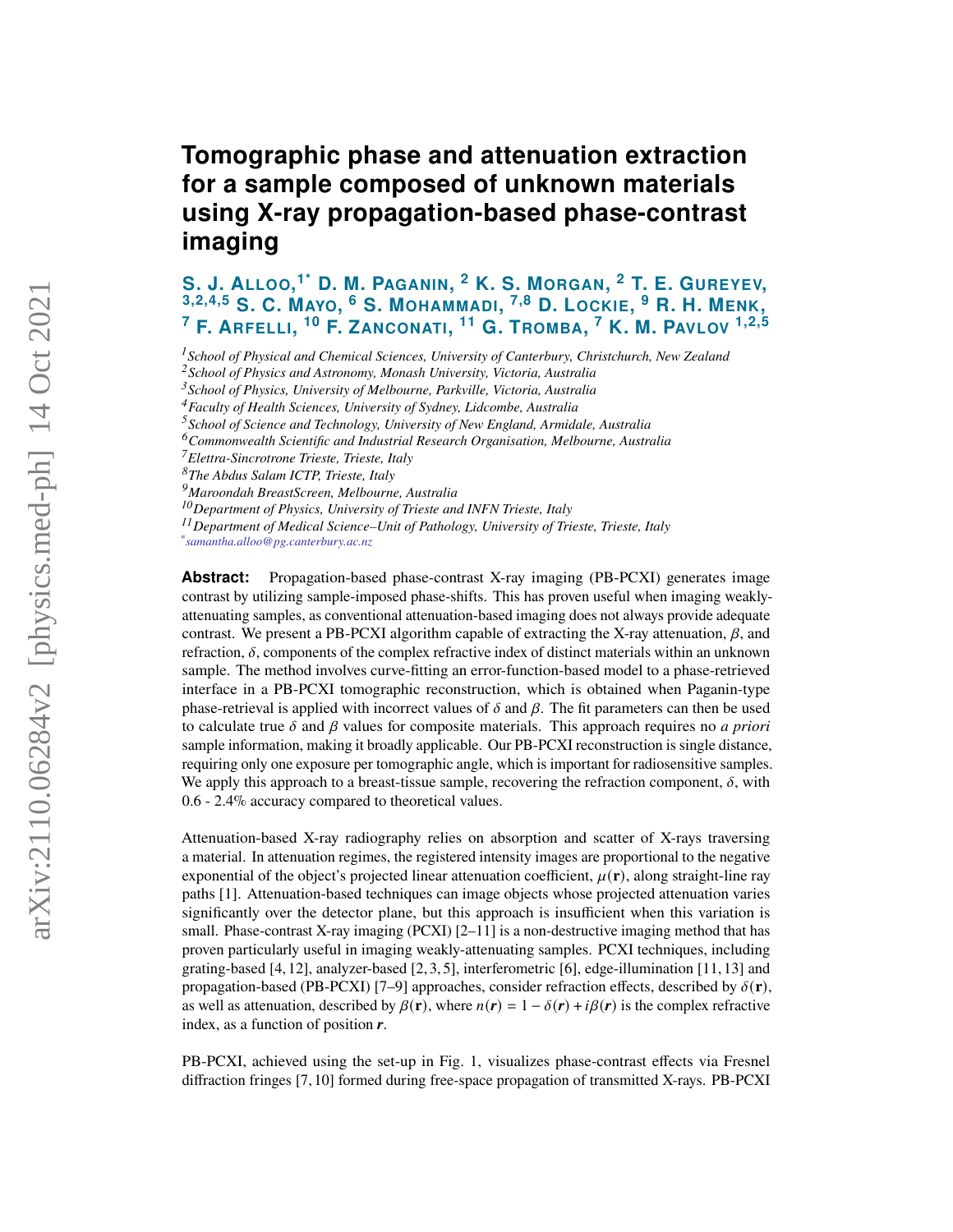# Tomographic phase and attenuation extraction for a sample composed of unknown materials using X-ray propagation-based phase-contrast imaging

**S. J. Alloo,[1*] D. M. Paganin,[2] K. S. Morgan,[2] T. E. Gureyev,[3,2,4,5] S. C. Mayo,[6] S. Mohammadi,[7,8] D. Lockie,[9] R. H. Menk,[7] F. Arfelli,[10] F. Zanconati,[11] G. Tromba,[7] K. M. Pavlov[1,2,5]**

[1] *School of Physical and Chemical Sciences, University of Canterbury, Christchurch, New Zealand*
[2] *School of Physics and Astronomy, Monash University, Victoria, Australia*
[3] *School of Physics, University of Melbourne, Parkville, Victoria, Australia*
[4] *Faculty of Health Sciences, University of Sydney, Lidcombe, Australia*
[5] *School of Science and Technology, University of New England, Armidale, Australia*
[6] *Commonwealth Scientific and Industrial Research Organisation, Melbourne, Australia*
[7] *Elettra-Sincrotrone Trieste, Trieste, Italy*
[8] *The Abdus Salam ICTP, Trieste, Italy*
[9] *Maroondah BreastScreen, Melbourne, Australia*
[10] *Department of Physics, University of Trieste and INFN Trieste, Italy*
[11] *Department of Medical Science–Unit of Pathology, University of Trieste, Trieste, Italy*
[*] *samantha.alloo@pg.canterbury.ac.nz*

**Abstract:** Propagation-based phase-contrast X-ray imaging (PB-PCXI) generates image contrast by utilizing sample-imposed phase-shifts. This has proven useful when imaging weakly-attenuating samples, as conventional attenuation-based imaging does not always provide adequate contrast. We present a PB-PCXI algorithm capable of extracting the X-ray attenuation, $\beta$, and refraction, $\delta$, components of the complex refractive index of distinct materials within an unknown sample. The method involves curve-fitting an error-function-based model to a phase-retrieved interface in a PB-PCXI tomographic reconstruction, which is obtained when Paganin-type phase-retrieval is applied with incorrect values of $\delta$ and $\beta$. The fit parameters can then be used to calculate true $\delta$ and $\beta$ values for composite materials. This approach requires no *a priori* sample information, making it broadly applicable. Our PB-PCXI reconstruction is single distance, requiring only one exposure per tomographic angle, which is important for radiosensitive samples. We apply this approach to a breast-tissue sample, recovering the refraction component, $\delta$, with 0.6 - 2.4% accuracy compared to theoretical values.

Attenuation-based X-ray radiography relies on absorption and scatter of X-rays traversing a material. In attenuation regimes, the registered intensity images are proportional to the negative exponential of the object's projected linear attenuation coefficient, $\mu(\mathbf{r})$, along straight-line ray paths [1]. Attenuation-based techniques can image objects whose projected attenuation varies significantly over the detector plane, but this approach is insufficient when this variation is small. Phase-contrast X-ray imaging (PCXI) [2–11] is a non-destructive imaging method that has proven particularly useful in imaging weakly-attenuating samples. PCXI techniques, including grating-based [4, 12], analyzer-based [2, 3, 5], interferometric [6], edge-illumination [11, 13] and propagation-based (PB-PCXI) [7–9] approaches, consider refraction effects, described by $\delta(\mathbf{r})$, as well as attenuation, described by $\beta(\mathbf{r})$, where $n(\boldsymbol{r}) = 1 - \delta(\boldsymbol{r}) + i\beta(\boldsymbol{r})$ is the complex refractive index, as a function of position $\boldsymbol{r}$.

PB-PCXI, achieved using the set-up in Fig. 1, visualizes phase-contrast effects via Fresnel diffraction fringes [7, 10] formed during free-space propagation of transmitted X-rays. PB-PCXI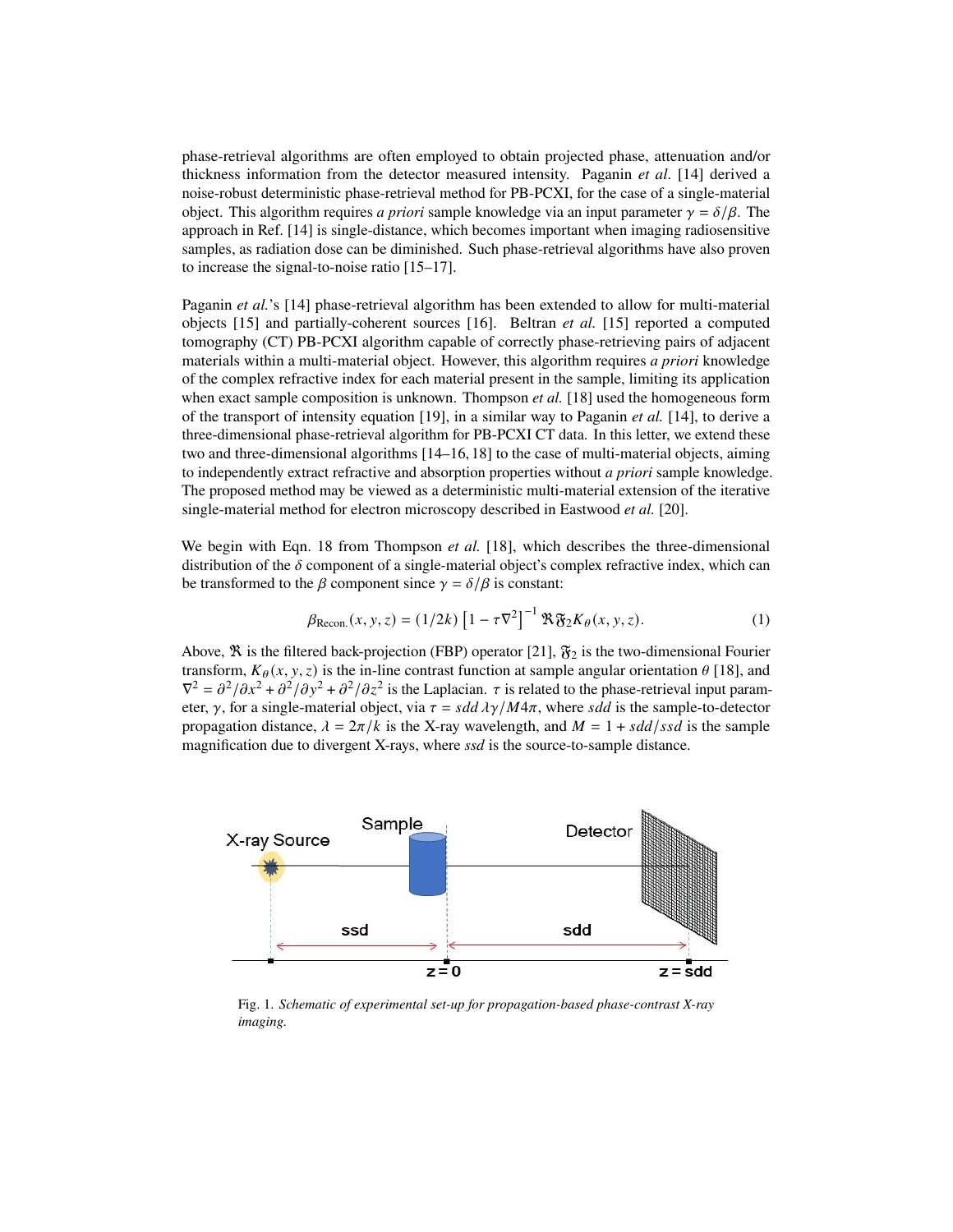phase-retrieval algorithms are often employed to obtain projected phase, attenuation and/or thickness information from the detector measured intensity. Paganin *et al*. [14] derived a noise-robust deterministic phase-retrieval method for PB-PCXI, for the case of a single-material object. This algorithm requires *a priori* sample knowledge via an input parameter $\gamma = \delta/\beta$. The approach in Ref. [14] is single-distance, which becomes important when imaging radiosensitive samples, as radiation dose can be diminished. Such phase-retrieval algorithms have also proven to increase the signal-to-noise ratio [15–17].

Paganin *et al.*'s [14] phase-retrieval algorithm has been extended to allow for multi-material objects [15] and partially-coherent sources [16]. Beltran *et al.* [15] reported a computed tomography (CT) PB-PCXI algorithm capable of correctly phase-retrieving pairs of adjacent materials within a multi-material object. However, this algorithm requires *a priori* knowledge of the complex refractive index for each material present in the sample, limiting its application when exact sample composition is unknown. Thompson *et al.* [18] used the homogeneous form of the transport of intensity equation [19], in a similar way to Paganin *et al.* [14], to derive a three-dimensional phase-retrieval algorithm for PB-PCXI CT data. In this letter, we extend these two and three-dimensional algorithms [14–16, 18] to the case of multi-material objects, aiming to independently extract refractive and absorption properties without *a priori* sample knowledge. The proposed method may be viewed as a deterministic multi-material extension of the iterative single-material method for electron microscopy described in Eastwood *et al.* [20].

We begin with Eqn. 18 from Thompson *et al.* [18], which describes the three-dimensional distribution of the $\delta$ component of a single-material object's complex refractive index, which can be transformed to the $\beta$ component since $\gamma = \delta/\beta$ is constant:

$$\beta_{\text{Recon.}}(x, y, z) = (1/2k)\left[1 - \tau\nabla^2\right]^{-1} \mathfrak{R}\mathfrak{F}_2 K_\theta(x, y, z). \tag{1}$$

Above, $\mathfrak{R}$ is the filtered back-projection (FBP) operator [21], $\mathfrak{F}_2$ is the two-dimensional Fourier transform, $K_\theta(x, y, z)$ is the in-line contrast function at sample angular orientation $\theta$ [18], and $\nabla^2 = \partial^2/\partial x^2 + \partial^2/\partial y^2 + \partial^2/\partial z^2$ is the Laplacian. $\tau$ is related to the phase-retrieval input parameter, $\gamma$, for a single-material object, via $\tau = sdd\,\lambda\gamma/M4\pi$, where $sdd$ is the sample-to-detector propagation distance, $\lambda = 2\pi/k$ is the X-ray wavelength, and $M = 1 + sdd/ssd$ is the sample magnification due to divergent X-rays, where $ssd$ is the source-to-sample distance.

Fig. 1. *Schematic of experimental set-up for propagation-based phase-contrast X-ray imaging.*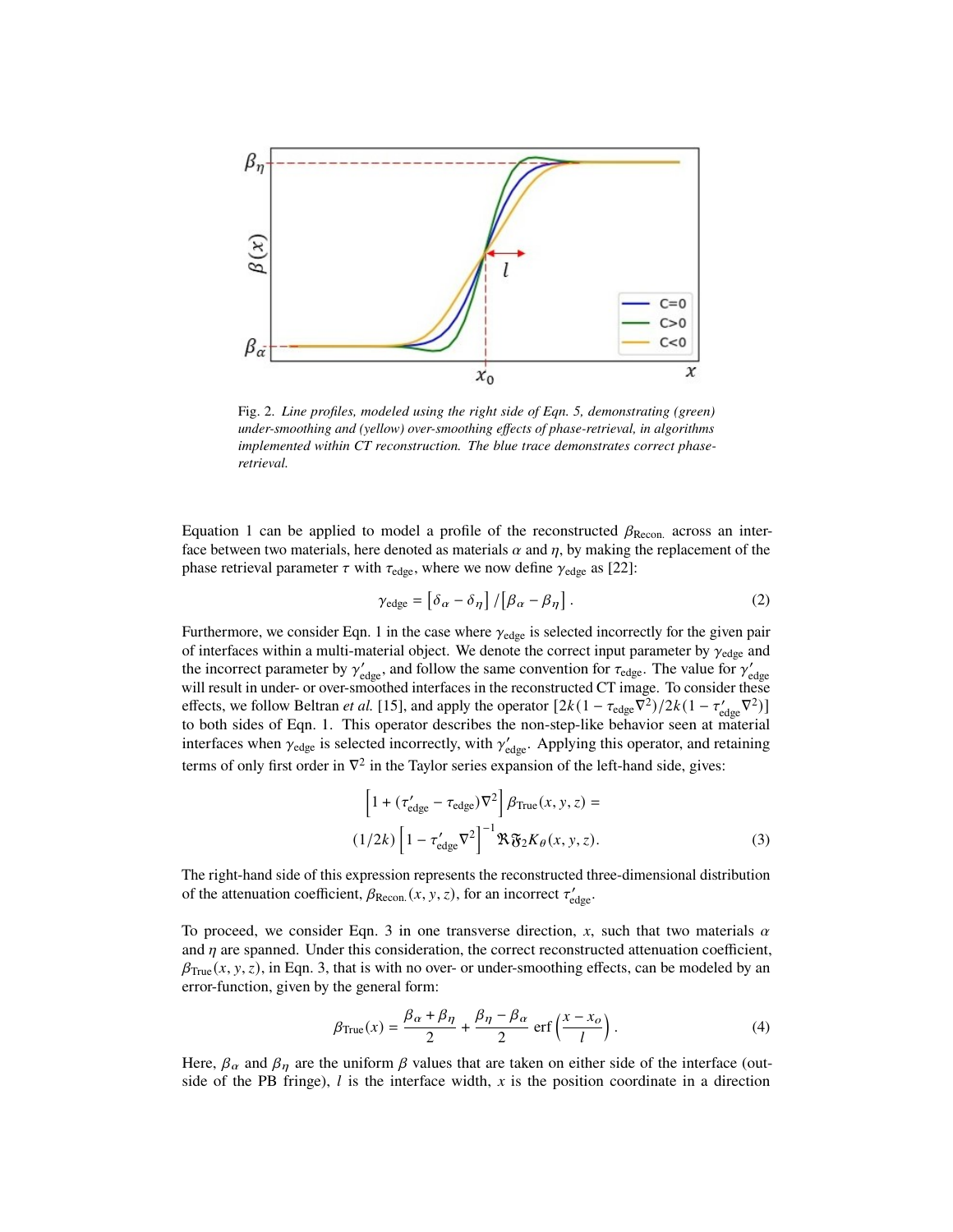Fig. 2. *Line profiles, modeled using the right side of Eqn. 5, demonstrating (green) under-smoothing and (yellow) over-smoothing effects of phase-retrieval, in algorithms implemented within CT reconstruction. The blue trace demonstrates correct phase-retrieval.*

Equation 1 can be applied to model a profile of the reconstructed $\beta_{\text{Recon.}}$ across an interface between two materials, here denoted as materials $\alpha$ and $\eta$, by making the replacement of the phase retrieval parameter $\tau$ with $\tau_{\text{edge}}$, where we now define $\gamma_{\text{edge}}$ as [22]:

$$\gamma_{\text{edge}} = \left[\delta_\alpha - \delta_\eta\right] / \left[\beta_\alpha - \beta_\eta\right]. \tag{2}$$

Furthermore, we consider Eqn. 1 in the case where $\gamma_{\text{edge}}$ is selected incorrectly for the given pair of interfaces within a multi-material object. We denote the correct input parameter by $\gamma_{\text{edge}}$ and the incorrect parameter by $\gamma'_{\text{edge}}$, and follow the same convention for $\tau_{\text{edge}}$. The value for $\gamma'_{\text{edge}}$ will result in under- or over-smoothed interfaces in the reconstructed CT image. To consider these effects, we follow Beltran *et al.* [15], and apply the operator $[2k(1 - \tau_{\text{edge}}\nabla^2)/2k(1 - \tau'_{\text{edge}}\nabla^2)]$ to both sides of Eqn. 1. This operator describes the non-step-like behavior seen at material interfaces when $\gamma_{\text{edge}}$ is selected incorrectly, with $\gamma'_{\text{edge}}$. Applying this operator, and retaining terms of only first order in $\nabla^2$ in the Taylor series expansion of the left-hand side, gives:

$$\begin{aligned}\left[1 + (\tau'_{\text{edge}} - \tau_{\text{edge}})\nabla^2\right]\beta_{\text{True}}(x, y, z) = \\ (1/2k)\left[1 - \tau'_{\text{edge}}\nabla^2\right]^{-1}\Re\mathfrak{F}_2 K_\theta(x, y, z).\end{aligned} \tag{3}$$

The right-hand side of this expression represents the reconstructed three-dimensional distribution of the attenuation coefficient, $\beta_{\text{Recon.}}(x, y, z)$, for an incorrect $\tau'_{\text{edge}}$.

To proceed, we consider Eqn. 3 in one transverse direction, $x$, such that two materials $\alpha$ and $\eta$ are spanned. Under this consideration, the correct reconstructed attenuation coefficient, $\beta_{\text{True}}(x, y, z)$, in Eqn. 3, that is with no over- or under-smoothing effects, can be modeled by an error-function, given by the general form:

$$\beta_{\text{True}}(x) = \frac{\beta_\alpha + \beta_\eta}{2} + \frac{\beta_\eta - \beta_\alpha}{2}\,\text{erf}\left(\frac{x - x_o}{l}\right). \tag{4}$$

Here, $\beta_\alpha$ and $\beta_\eta$ are the uniform $\beta$ values that are taken on either side of the interface (outside of the PB fringe), $l$ is the interface width, $x$ is the position coordinate in a direction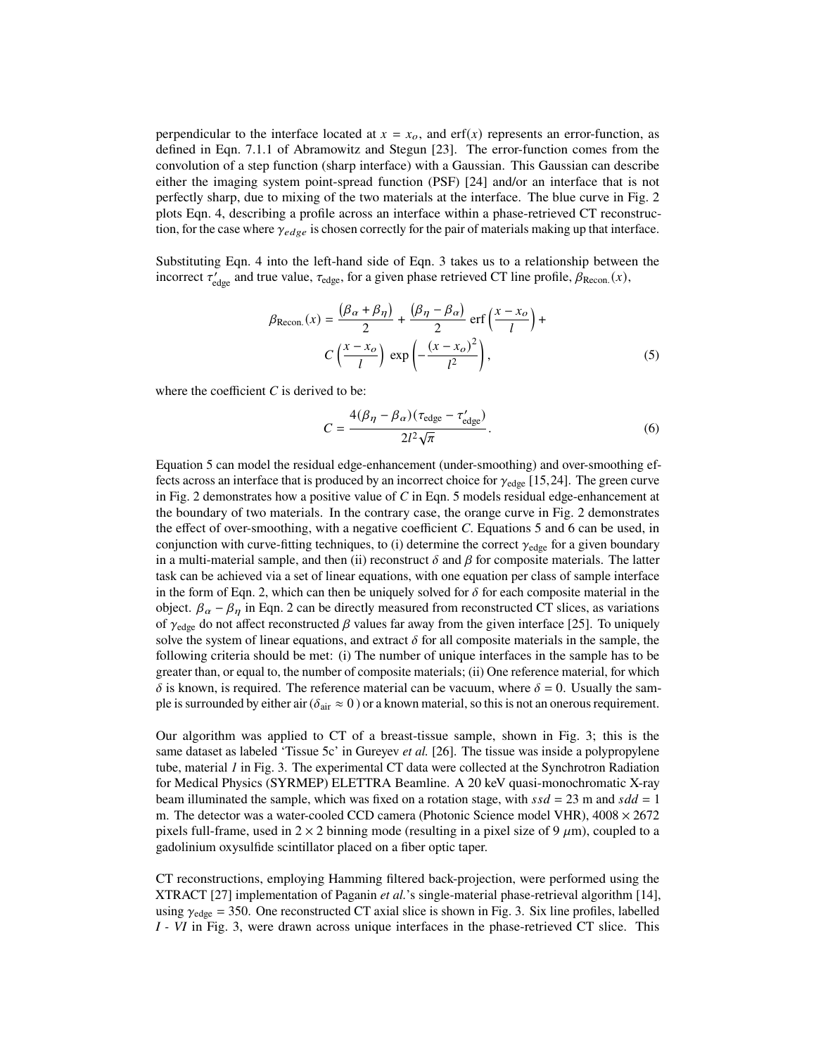perpendicular to the interface located at $x = x_o$, and $\text{erf}(x)$ represents an error-function, as defined in Eqn. 7.1.1 of Abramowitz and Stegun [23]. The error-function comes from the convolution of a step function (sharp interface) with a Gaussian. This Gaussian can describe either the imaging system point-spread function (PSF) [24] and/or an interface that is not perfectly sharp, due to mixing of the two materials at the interface. The blue curve in Fig. 2 plots Eqn. 4, describing a profile across an interface within a phase-retrieved CT reconstruction, for the case where $\gamma_{edge}$ is chosen correctly for the pair of materials making up that interface.

Substituting Eqn. 4 into the left-hand side of Eqn. 3 takes us to a relationship between the incorrect $\tau'_{\text{edge}}$ and true value, $\tau_{\text{edge}}$, for a given phase retrieved CT line profile, $\beta_{\text{Recon.}}(x)$,

$$\beta_{\text{Recon.}}(x) = \frac{(\beta_\alpha + \beta_\eta)}{2} + \frac{(\beta_\eta - \beta_\alpha)}{2}\,\text{erf}\left(\frac{x - x_o}{l}\right) + C\left(\frac{x - x_o}{l}\right)\,\exp\left(-\frac{(x - x_o)^2}{l^2}\right), \tag{5}$$

where the coefficient $C$ is derived to be:

$$C = \frac{4(\beta_\eta - \beta_\alpha)(\tau_{\text{edge}} - \tau'_{\text{edge}})}{2l^2\sqrt{\pi}}. \tag{6}$$

Equation 5 can model the residual edge-enhancement (under-smoothing) and over-smoothing effects across an interface that is produced by an incorrect choice for $\gamma_{\text{edge}}$ [15,24]. The green curve in Fig. 2 demonstrates how a positive value of $C$ in Eqn. 5 models residual edge-enhancement at the boundary of two materials. In the contrary case, the orange curve in Fig. 2 demonstrates the effect of over-smoothing, with a negative coefficient $C$. Equations 5 and 6 can be used, in conjunction with curve-fitting techniques, to (i) determine the correct $\gamma_{\text{edge}}$ for a given boundary in a multi-material sample, and then (ii) reconstruct $\delta$ and $\beta$ for composite materials. The latter task can be achieved via a set of linear equations, with one equation per class of sample interface in the form of Eqn. 2, which can then be uniquely solved for $\delta$ for each composite material in the object. $\beta_\alpha - \beta_\eta$ in Eqn. 2 can be directly measured from reconstructed CT slices, as variations of $\gamma_{\text{edge}}$ do not affect reconstructed $\beta$ values far away from the given interface [25]. To uniquely solve the system of linear equations, and extract $\delta$ for all composite materials in the sample, the following criteria should be met: (i) The number of unique interfaces in the sample has to be greater than, or equal to, the number of composite materials; (ii) One reference material, for which $\delta$ is known, is required. The reference material can be vacuum, where $\delta = 0$. Usually the sample is surrounded by either air ($\delta_{\text{air}} \approx 0$ ) or a known material, so this is not an onerous requirement.

Our algorithm was applied to CT of a breast-tissue sample, shown in Fig. 3; this is the same dataset as labeled 'Tissue 5c' in Gureyev *et al.* [26]. The tissue was inside a polypropylene tube, material *I* in Fig. 3. The experimental CT data were collected at the Synchrotron Radiation for Medical Physics (SYRMEP) ELETTRA Beamline. A 20 keV quasi-monochromatic X-ray beam illuminated the sample, which was fixed on a rotation stage, with $ssd = 23$ m and $sdd = 1$ m. The detector was a water-cooled CCD camera (Photonic Science model VHR), $4008 \times 2672$ pixels full-frame, used in $2 \times 2$ binning mode (resulting in a pixel size of 9 $\mu$m), coupled to a gadolinium oxysulfide scintillator placed on a fiber optic taper.

CT reconstructions, employing Hamming filtered back-projection, were performed using the XTRACT [27] implementation of Paganin *et al.*'s single-material phase-retrieval algorithm [14], using $\gamma_{\text{edge}} = 350$. One reconstructed CT axial slice is shown in Fig. 3. Six line profiles, labelled *I* - *VI* in Fig. 3, were drawn across unique interfaces in the phase-retrieved CT slice. This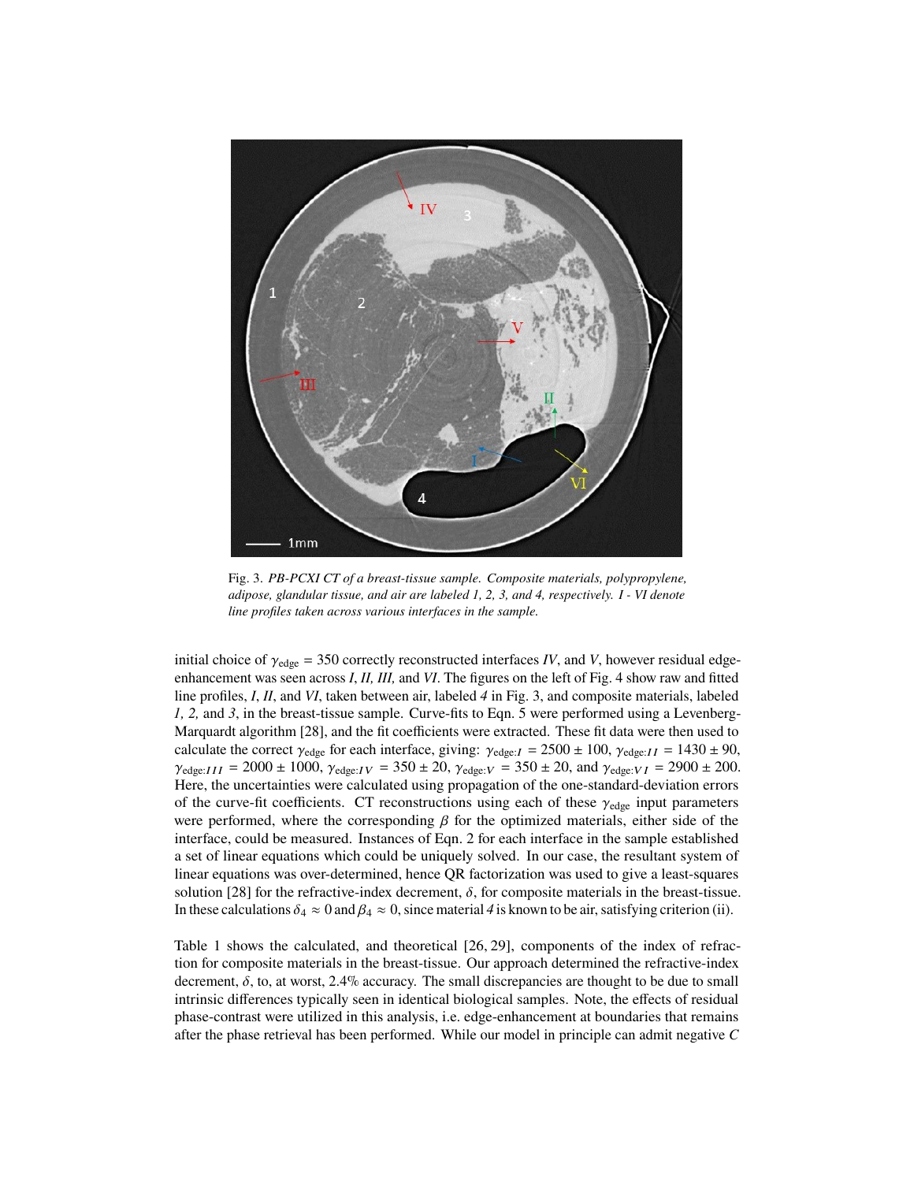Fig. 3. *PB-PCXI CT of a breast-tissue sample. Composite materials, polypropylene, adipose, glandular tissue, and air are labeled 1, 2, 3, and 4, respectively. I - VI denote line profiles taken across various interfaces in the sample.*

initial choice of $\gamma_{\text{edge}} = 350$ correctly reconstructed interfaces *IV*, and *V*, however residual edge-enhancement was seen across *I, II, III,* and *VI*. The figures on the left of Fig. 4 show raw and fitted line profiles, *I*, *II*, and *VI*, taken between air, labeled *4* in Fig. 3, and composite materials, labeled *1, 2,* and *3*, in the breast-tissue sample. Curve-fits to Eqn. 5 were performed using a Levenberg-Marquardt algorithm [28], and the fit coefficients were extracted. These fit data were then used to calculate the correct $\gamma_{\text{edge}}$ for each interface, giving: $\gamma_{\text{edge}:I} = 2500 \pm 100$, $\gamma_{\text{edge}:II} = 1430 \pm 90$, $\gamma_{\text{edge}:III} = 2000 \pm 1000$, $\gamma_{\text{edge}:IV} = 350 \pm 20$, $\gamma_{\text{edge}:V} = 350 \pm 20$, and $\gamma_{\text{edge}:VI} = 2900 \pm 200$. Here, the uncertainties were calculated using propagation of the one-standard-deviation errors of the curve-fit coefficients. CT reconstructions using each of these $\gamma_{\text{edge}}$ input parameters were performed, where the corresponding $\beta$ for the optimized materials, either side of the interface, could be measured. Instances of Eqn. 2 for each interface in the sample established a set of linear equations which could be uniquely solved. In our case, the resultant system of linear equations was over-determined, hence QR factorization was used to give a least-squares solution [28] for the refractive-index decrement, $\delta$, for composite materials in the breast-tissue. In these calculations $\delta_4 \approx 0$ and $\beta_4 \approx 0$, since material *4* is known to be air, satisfying criterion (ii).

Table 1 shows the calculated, and theoretical [26, 29], components of the index of refraction for composite materials in the breast-tissue. Our approach determined the refractive-index decrement, $\delta$, to, at worst, 2.4% accuracy. The small discrepancies are thought to be due to small intrinsic differences typically seen in identical biological samples. Note, the effects of residual phase-contrast were utilized in this analysis, i.e. edge-enhancement at boundaries that remains after the phase retrieval has been performed. While our model in principle can admit negative $C$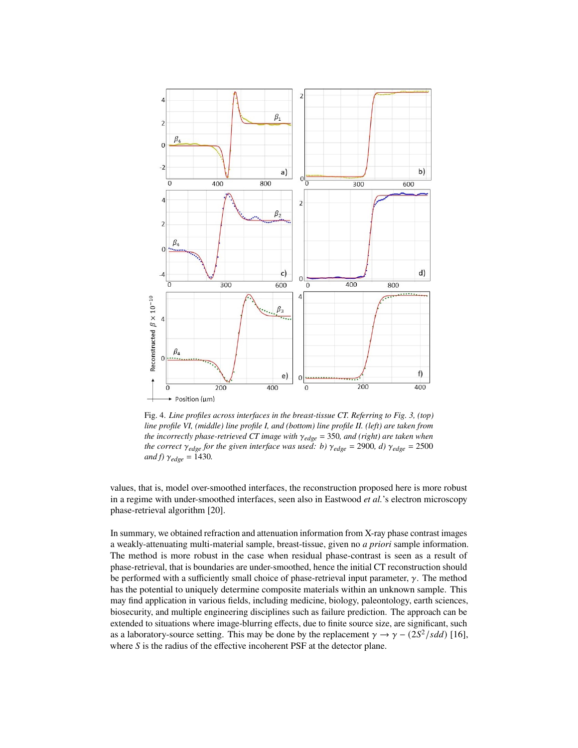Fig. 4. *Line profiles across interfaces in the breast-tissue CT. Referring to Fig. 3, (top) line profile VI, (middle) line profile I, and (bottom) line profile II. (left) are taken from the incorrectly phase-retrieved CT image with* $\gamma_{edge}$ = 350*, and (right) are taken when the correct* $\gamma_{edge}$ *for the given interface was used: b)* $\gamma_{edge}$ = 2900*, d)* $\gamma_{edge}$ = 2500 *and f)* $\gamma_{edge}$ = 1430*.*

values, that is, model over-smoothed interfaces, the reconstruction proposed here is more robust in a regime with under-smoothed interfaces, seen also in Eastwood *et al.*'s electron microscopy phase-retrieval algorithm [20].

In summary, we obtained refraction and attenuation information from X-ray phase contrast images a weakly-attenuating multi-material sample, breast-tissue, given no *a priori* sample information. The method is more robust in the case when residual phase-contrast is seen as a result of phase-retrieval, that is boundaries are under-smoothed, hence the initial CT reconstruction should be performed with a sufficiently small choice of phase-retrieval input parameter, $\gamma$. The method has the potential to uniquely determine composite materials within an unknown sample. This may find application in various fields, including medicine, biology, paleontology, earth sciences, biosecurity, and multiple engineering disciplines such as failure prediction. The approach can be extended to situations where image-blurring effects, due to finite source size, are significant, such as a laboratory-source setting. This may be done by the replacement $\gamma \rightarrow \gamma - (2S^2/sdd)$ [16], where $S$ is the radius of the effective incoherent PSF at the detector plane.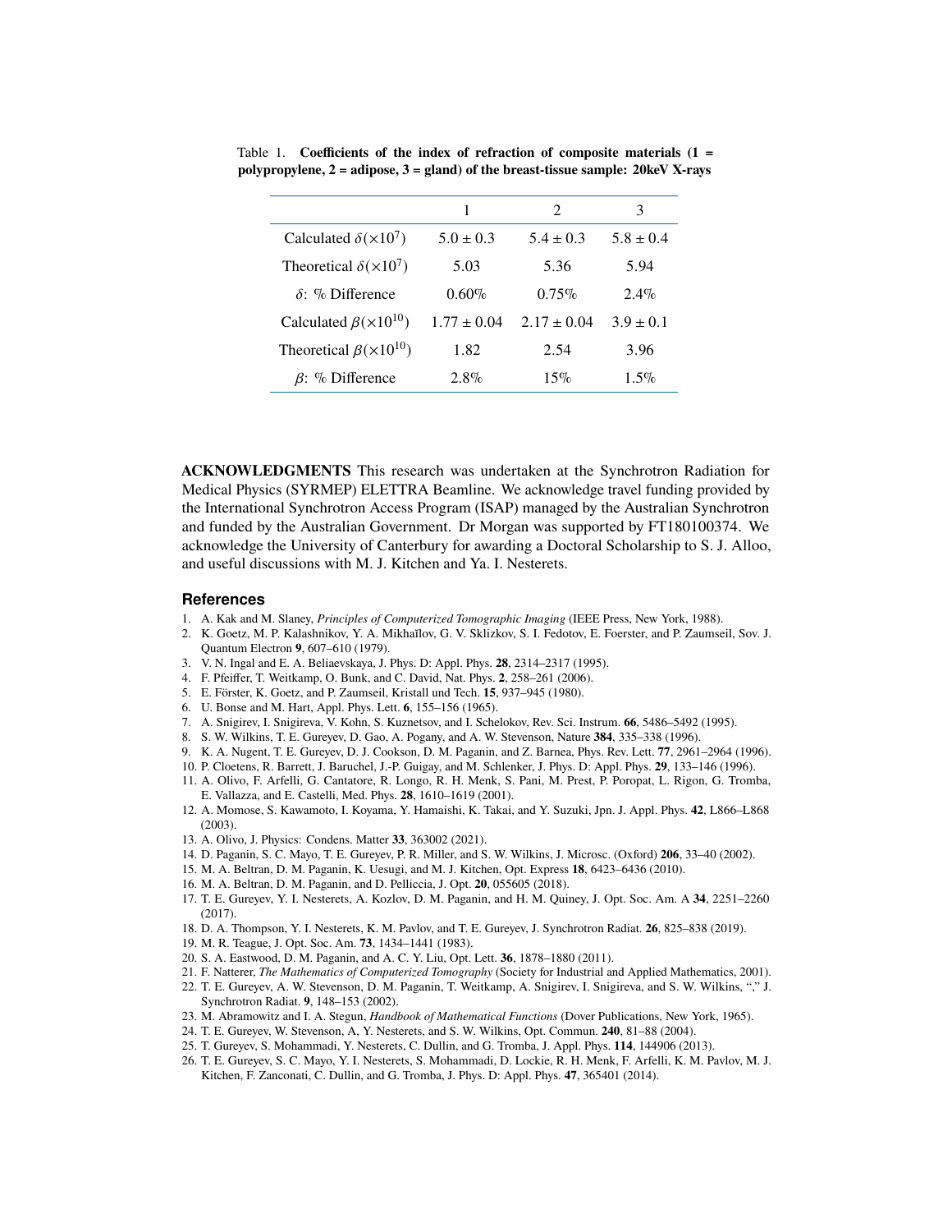Table 1. **Coefficients of the index of refraction of composite materials (1 = polypropylene, 2 = adipose, 3 = gland) of the breast-tissue sample: 20keV X-rays**

| | 1 | 2 | 3 |
|---|---|---|---|
| Calculated $\delta(\times 10^7)$ | $5.0 \pm 0.3$ | $5.4 \pm 0.3$ | $5.8 \pm 0.4$ |
| Theoretical $\delta(\times 10^7)$ | 5.03 | 5.36 | 5.94 |
| $\delta$: % Difference | 0.60% | 0.75% | 2.4% |
| Calculated $\beta(\times 10^{10})$ | $1.77 \pm 0.04$ | $2.17 \pm 0.04$ | $3.9 \pm 0.1$ |
| Theoretical $\beta(\times 10^{10})$ | 1.82 | 2.54 | 3.96 |
| $\beta$: % Difference | 2.8% | 15% | 1.5% |

**ACKNOWLEDGMENTS** This research was undertaken at the Synchrotron Radiation for Medical Physics (SYRMEP) ELETTRA Beamline. We acknowledge travel funding provided by the International Synchrotron Access Program (ISAP) managed by the Australian Synchrotron and funded by the Australian Government. Dr Morgan was supported by FT180100374. We acknowledge the University of Canterbury for awarding a Doctoral Scholarship to S. J. Alloo, and useful discussions with M. J. Kitchen and Ya. I. Nesterets.

## References

1. A. Kak and M. Slaney, *Principles of Computerized Tomographic Imaging* (IEEE Press, New York, 1988).
2. K. Goetz, M. P. Kalashnikov, Y. A. Mikhaĭlov, G. V. Sklizkov, S. I. Fedotov, E. Foerster, and P. Zaumseil, Sov. J. Quantum Electron **9**, 607–610 (1979).
3. V. N. Ingal and E. A. Beliaevskaya, J. Phys. D: Appl. Phys. **28**, 2314–2317 (1995).
4. F. Pfeiffer, T. Weitkamp, O. Bunk, and C. David, Nat. Phys. **2**, 258–261 (2006).
5. E. Förster, K. Goetz, and P. Zaumseil, Kristall und Tech. **15**, 937–945 (1980).
6. U. Bonse and M. Hart, Appl. Phys. Lett. **6**, 155–156 (1965).
7. A. Snigirev, I. Snigireva, V. Kohn, S. Kuznetsov, and I. Schelokov, Rev. Sci. Instrum. **66**, 5486–5492 (1995).
8. S. W. Wilkins, T. E. Gureyev, D. Gao, A. Pogany, and A. W. Stevenson, Nature **384**, 335–338 (1996).
9. K. A. Nugent, T. E. Gureyev, D. J. Cookson, D. M. Paganin, and Z. Barnea, Phys. Rev. Lett. **77**, 2961–2964 (1996).
10. P. Cloetens, R. Barrett, J. Baruchel, J.-P. Guigay, and M. Schlenker, J. Phys. D: Appl. Phys. **29**, 133–146 (1996).
11. A. Olivo, F. Arfelli, G. Cantatore, R. Longo, R. H. Menk, S. Pani, M. Prest, P. Poropat, L. Rigon, G. Tromba, E. Vallazza, and E. Castelli, Med. Phys. **28**, 1610–1619 (2001).
12. A. Momose, S. Kawamoto, I. Koyama, Y. Hamaishi, K. Takai, and Y. Suzuki, Jpn. J. Appl. Phys. **42**, L866–L868 (2003).
13. A. Olivo, J. Physics: Condens. Matter **33**, 363002 (2021).
14. D. Paganin, S. C. Mayo, T. E. Gureyev, P. R. Miller, and S. W. Wilkins, J. Microsc. (Oxford) **206**, 33–40 (2002).
15. M. A. Beltran, D. M. Paganin, K. Uesugi, and M. J. Kitchen, Opt. Express **18**, 6423–6436 (2010).
16. M. A. Beltran, D. M. Paganin, and D. Pelliccia, J. Opt. **20**, 055605 (2018).
17. T. E. Gureyev, Y. I. Nesterets, A. Kozlov, D. M. Paganin, and H. M. Quiney, J. Opt. Soc. Am. A **34**, 2251–2260 (2017).
18. D. A. Thompson, Y. I. Nesterets, K. M. Pavlov, and T. E. Gureyev, J. Synchrotron Radiat. **26**, 825–838 (2019).
19. M. R. Teague, J. Opt. Soc. Am. **73**, 1434–1441 (1983).
20. S. A. Eastwood, D. M. Paganin, and A. C. Y. Liu, Opt. Lett. **36**, 1878–1880 (2011).
21. F. Natterer, *The Mathematics of Computerized Tomography* (Society for Industrial and Applied Mathematics, 2001).
22. T. E. Gureyev, A. W. Stevenson, D. M. Paganin, T. Weitkamp, A. Snigirev, I. Snigireva, and S. W. Wilkins, "," J. Synchrotron Radiat. **9**, 148–153 (2002).
23. M. Abramowitz and I. A. Stegun, *Handbook of Mathematical Functions* (Dover Publications, New York, 1965).
24. T. E. Gureyev, W. Stevenson, A, Y. Nesterets, and S. W. Wilkins, Opt. Commun. **240**, 81–88 (2004).
25. T. Gureyev, S. Mohammadi, Y. Nesterets, C. Dullin, and G. Tromba, J. Appl. Phys. **114**, 144906 (2013).
26. T. E. Gureyev, S. C. Mayo, Y. I. Nesterets, S. Mohammadi, D. Lockie, R. H. Menk, F. Arfelli, K. M. Pavlov, M. J. Kitchen, F. Zanconati, C. Dullin, and G. Tromba, J. Phys. D: Appl. Phys. **47**, 365401 (2014).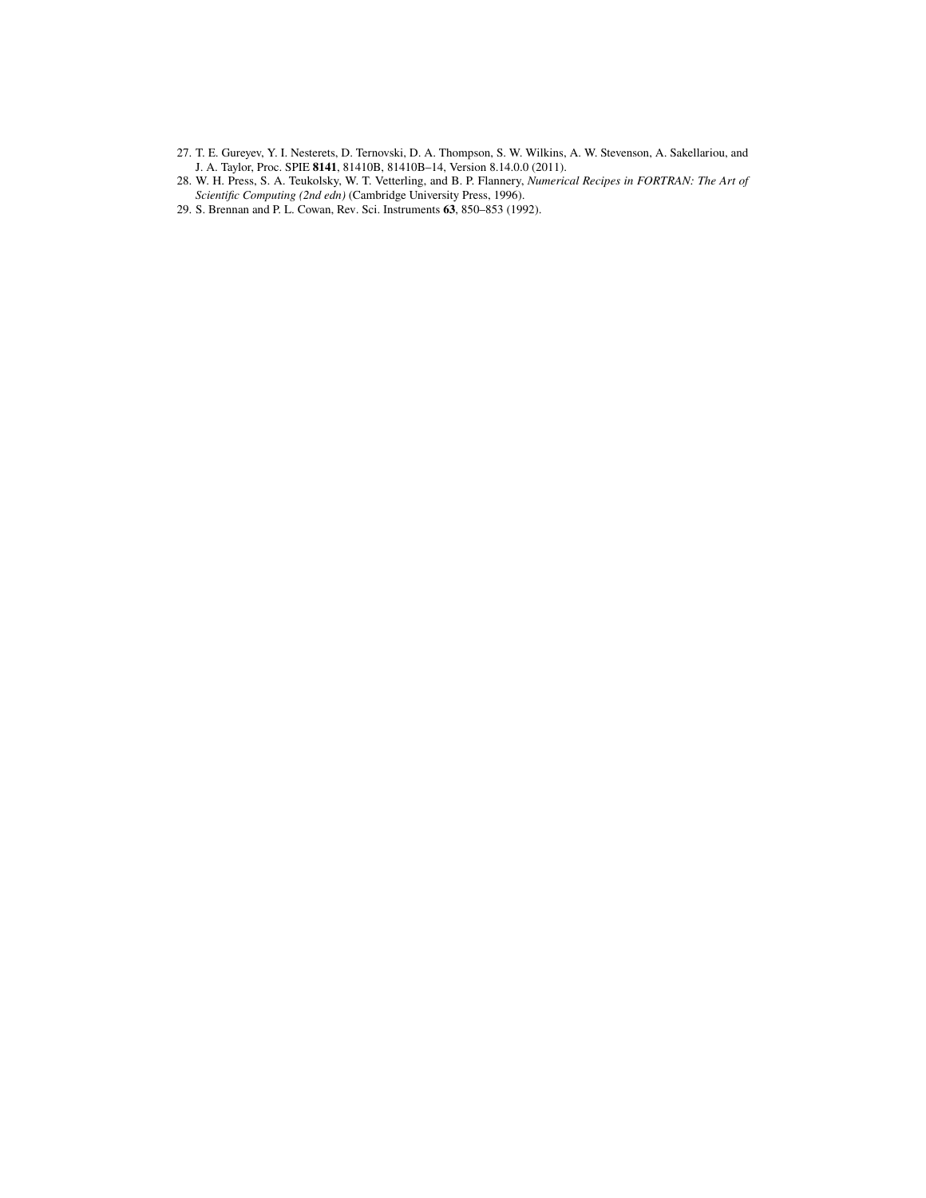27. T. E. Gureyev, Y. I. Nesterets, D. Ternovski, D. A. Thompson, S. W. Wilkins, A. W. Stevenson, A. Sakellariou, and J. A. Taylor, Proc. SPIE **8141**, 81410B, 81410B–14, Version 8.14.0.0 (2011).
28. W. H. Press, S. A. Teukolsky, W. T. Vetterling, and B. P. Flannery, *Numerical Recipes in FORTRAN: The Art of Scientific Computing (2nd edn)* (Cambridge University Press, 1996).
29. S. Brennan and P. L. Cowan, Rev. Sci. Instruments **63**, 850–853 (1992).